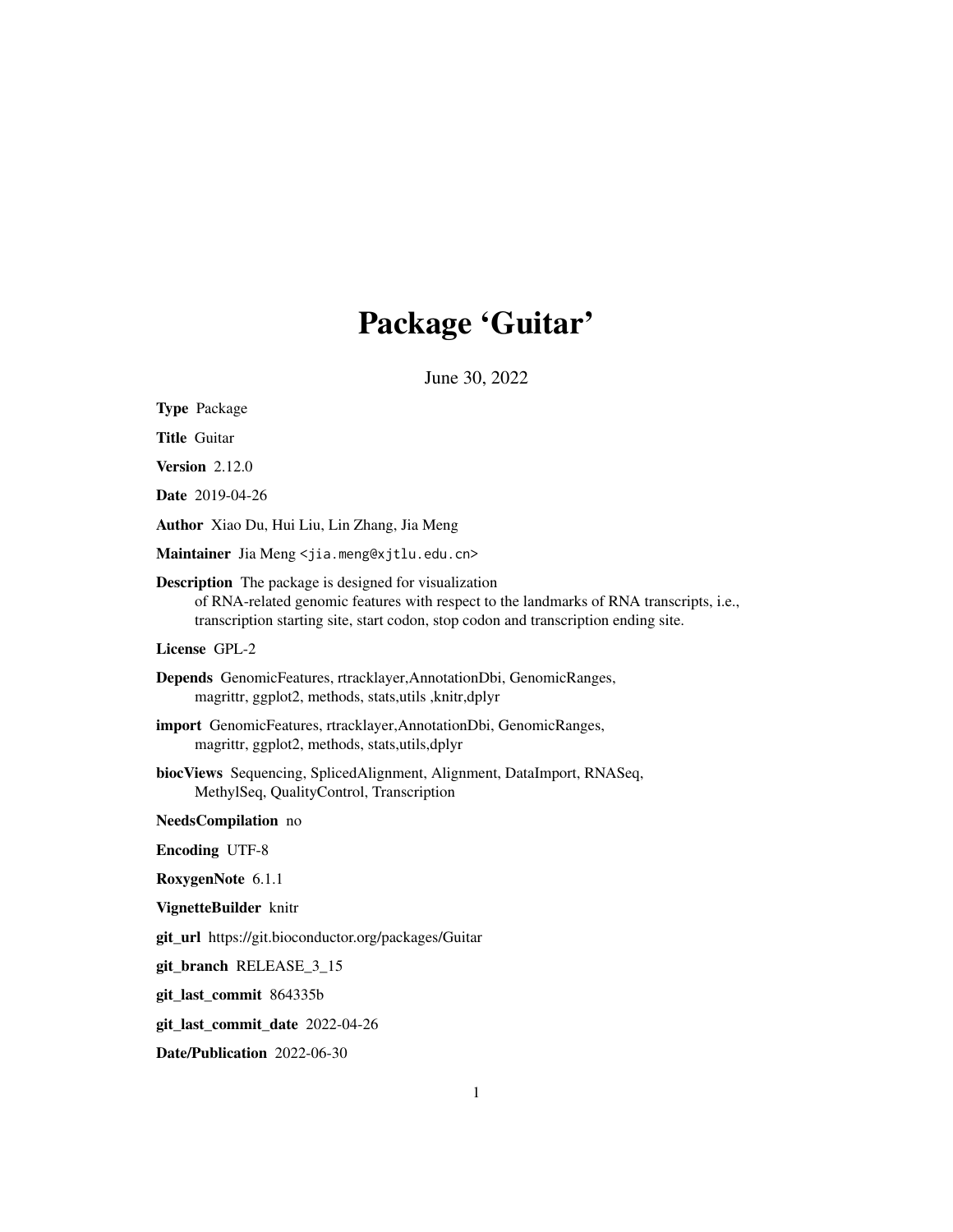# Package 'Guitar'

June 30, 2022

**Type** Package

**Title** Guitar

**Version** 2.12.0

**Date** 2019-04-26

**Author** Xiao Du, Hui Liu, Lin Zhang, Jia Meng

**Maintainer** Jia Meng <jia.meng@xjtlu.edu.cn>

**Description** The package is designed for visualization of RNA-related genomic features with respect to the landmarks of RNA transcripts, i.e., transcription starting site, start codon, stop codon and transcription ending site.

**License** GPL-2

**Depends** GenomicFeatures, rtracklayer,AnnotationDbi, GenomicRanges, magrittr, ggplot2, methods, stats,utils ,knitr,dplyr

**import** GenomicFeatures, rtracklayer,AnnotationDbi, GenomicRanges, magrittr, ggplot2, methods, stats,utils,dplyr

**biocViews** Sequencing, SplicedAlignment, Alignment, DataImport, RNASeq, MethylSeq, QualityControl, Transcription

**NeedsCompilation** no

**Encoding** UTF-8

**RoxygenNote** 6.1.1

**VignetteBuilder** knitr

**git_url** https://git.bioconductor.org/packages/Guitar

**git_branch** RELEASE_3_15

**git_last_commit** 864335b

**git_last_commit_date** 2022-04-26

**Date/Publication** 2022-06-30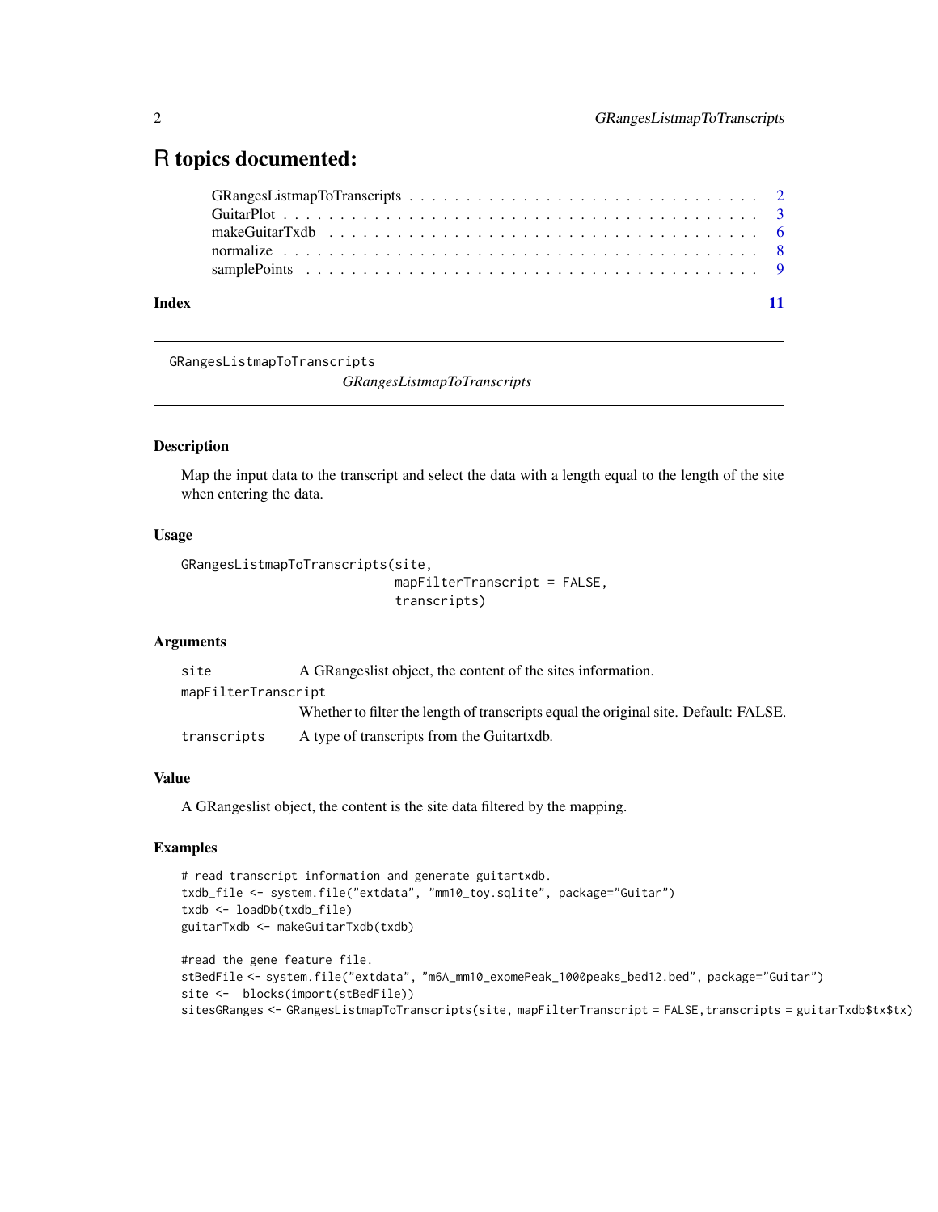# R topics documented:

GRangesListmapToTranscripts . . . . . . . . . . . . . . . . . . . . . . . . . . . . . . 2
GuitarPlot . . . . . . . . . . . . . . . . . . . . . . . . . . . . . . . . . . . . . . . 3
makeGuitarTxdb . . . . . . . . . . . . . . . . . . . . . . . . . . . . . . . . . . . . 6
normalize . . . . . . . . . . . . . . . . . . . . . . . . . . . . . . . . . . . . . . . 8
samplePoints . . . . . . . . . . . . . . . . . . . . . . . . . . . . . . . . . . . . . 9

**Index** **11**

---

`GRangesListmapToTranscripts` *GRangesListmapToTranscripts*

---

## Description

Map the input data to the transcript and select the data with a length equal to the length of the site when entering the data.

## Usage

```
GRangesListmapToTranscripts(site,
                            mapFilterTranscript = FALSE,
                            transcripts)
```

## Arguments

| | |
|---|---|
| `site` | A GRangeslist object, the content of the sites information. |
| `mapFilterTranscript` | Whether to filter the length of transcripts equal the original site. Default: FALSE. |
| `transcripts` | A type of transcripts from the Guitartxdb. |

## Value

A GRangeslist object, the content is the site data filtered by the mapping.

## Examples

```
# read transcript information and generate guitartxdb.
txdb_file <- system.file("extdata", "mm10_toy.sqlite", package="Guitar")
txdb <- loadDb(txdb_file)
guitarTxdb <- makeGuitarTxdb(txdb)

#read the gene feature file.
stBedFile <- system.file("extdata", "m6A_mm10_exomePeak_1000peaks_bed12.bed", package="Guitar")
site <-  blocks(import(stBedFile))
sitesGRanges <- GRangesListmapToTranscripts(site, mapFilterTranscript = FALSE,transcripts = guitarTxdb$tx$tx)
```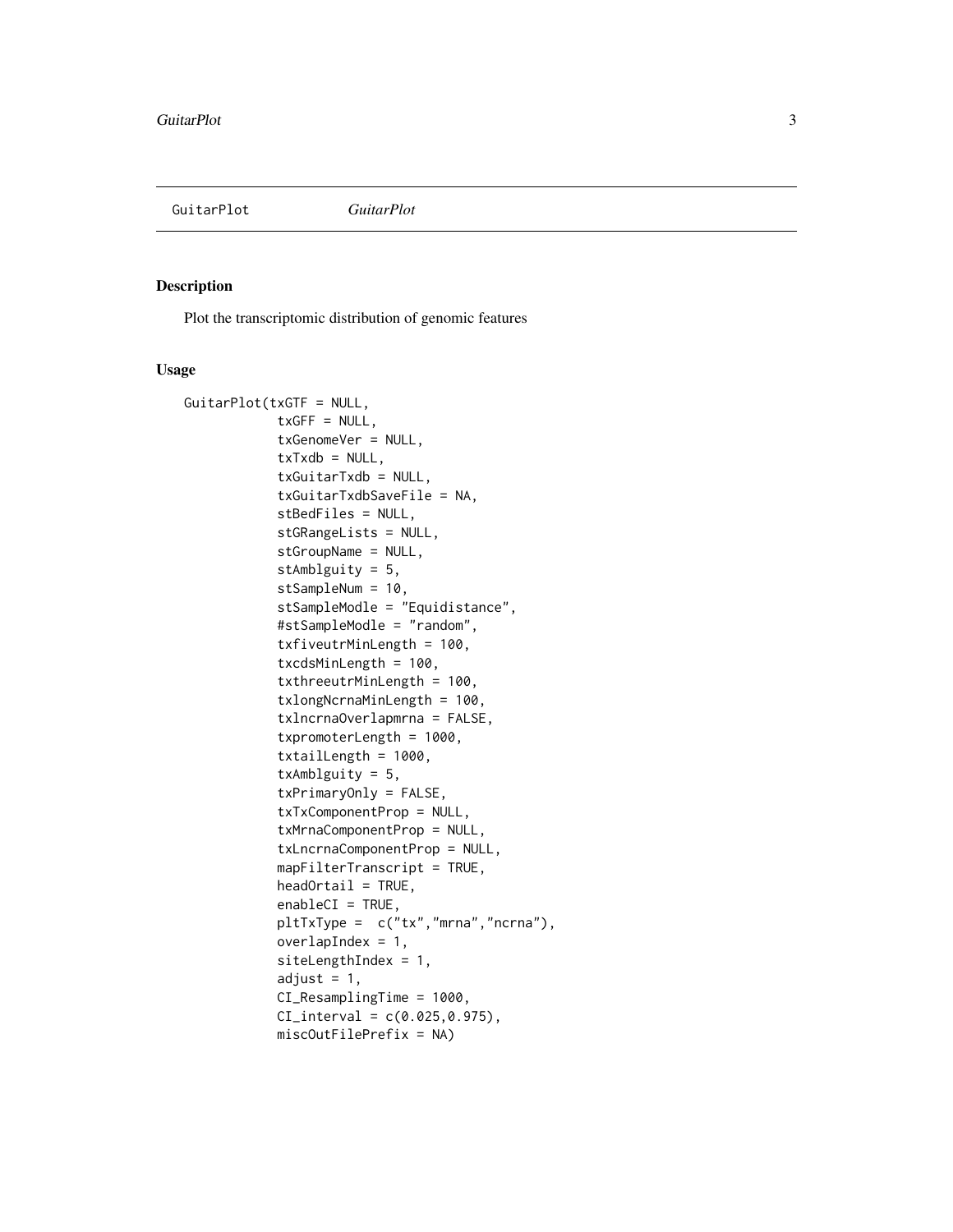## GuitarPlot *GuitarPlot*

### Description

Plot the transcriptomic distribution of genomic features

### Usage

```
GuitarPlot(txGTF = NULL,
            txGFF = NULL,
            txGenomeVer = NULL,
            txTxdb = NULL,
            txGuitarTxdb = NULL,
            txGuitarTxdbSaveFile = NA,
            stBedFiles = NULL,
            stGRangeLists = NULL,
            stGroupName = NULL,
            stAmblguity = 5,
            stSampleNum = 10,
            stSampleModle = "Equidistance",
            #stSampleModle = "random",
            txfiveutrMinLength = 100,
            txcdsMinLength = 100,
            txthreeutrMinLength = 100,
            txlongNcrnaMinLength = 100,
            txlncrnaOverlapmrna = FALSE,
            txpromoterLength = 1000,
            txtailLength = 1000,
            txAmblguity = 5,
            txPrimaryOnly = FALSE,
            txTxComponentProp = NULL,
            txMrnaComponentProp = NULL,
            txLncrnaComponentProp = NULL,
            mapFilterTranscript = TRUE,
            headOrtail = TRUE,
            enableCI = TRUE,
            pltTxType =  c("tx","mrna","ncrna"),
            overlapIndex = 1,
            siteLengthIndex = 1,
            adjust = 1,
            CI_ResamplingTime = 1000,
            CI_interval = c(0.025,0.975),
            miscOutFilePrefix = NA)
```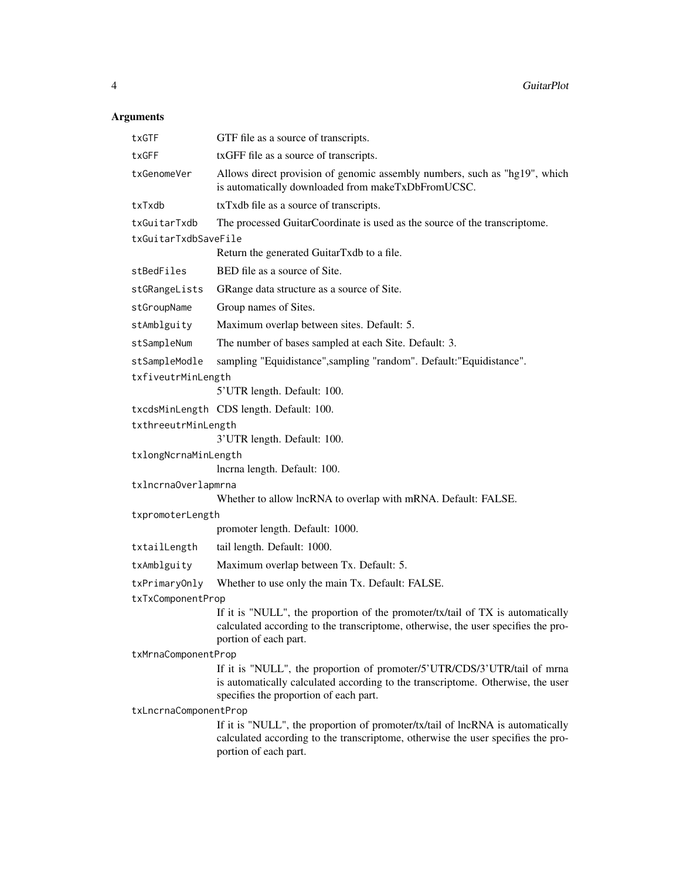## Arguments

| Argument | Description |
|---|---|
| `txGTF` | GTF file as a source of transcripts. |
| `txGFF` | txGFF file as a source of transcripts. |
| `txGenomeVer` | Allows direct provision of genomic assembly numbers, such as "hg19", which is automatically downloaded from makeTxDbFromUCSC. |
| `txTxdb` | txTxdb file as a source of transcripts. |
| `txGuitarTxdb` | The processed GuitarCoordinate is used as the source of the transcriptome. |
| `txGuitarTxdbSaveFile` | Return the generated GuitarTxdb to a file. |
| `stBedFiles` | BED file as a source of Site. |
| `stGRangeLists` | GRange data structure as a source of Site. |
| `stGroupName` | Group names of Sites. |
| `stAmblguity` | Maximum overlap between sites. Default: 5. |
| `stSampleNum` | The number of bases sampled at each Site. Default: 3. |
| `stSampleModle` | sampling "Equidistance",sampling "random". Default:"Equidistance". |
| `txfiveutrMinLength` | 5'UTR length. Default: 100. |
| `txcdsMinLength` | CDS length. Default: 100. |
| `txthreeutrMinLength` | 3'UTR length. Default: 100. |
| `txlongNcrnaMinLength` | lncrna length. Default: 100. |
| `txlncrnaOverlapmrna` | Whether to allow lncRNA to overlap with mRNA. Default: FALSE. |
| `txpromoterLength` | promoter length. Default: 1000. |
| `txtailLength` | tail length. Default: 1000. |
| `txAmblguity` | Maximum overlap between Tx. Default: 5. |
| `txPrimaryOnly` | Whether to use only the main Tx. Default: FALSE. |
| `txTxComponentProp` | If it is "NULL", the proportion of the promoter/tx/tail of TX is automatically calculated according to the transcriptome, otherwise, the user specifies the proportion of each part. |
| `txMrnaComponentProp` | If it is "NULL", the proportion of promoter/5'UTR/CDS/3'UTR/tail of mrna is automatically calculated according to the transcriptome. Otherwise, the user specifies the proportion of each part. |
| `txLncrnaComponentProp` | If it is "NULL", the proportion of promoter/tx/tail of lncRNA is automatically calculated according to the transcriptome, otherwise the user specifies the proportion of each part. |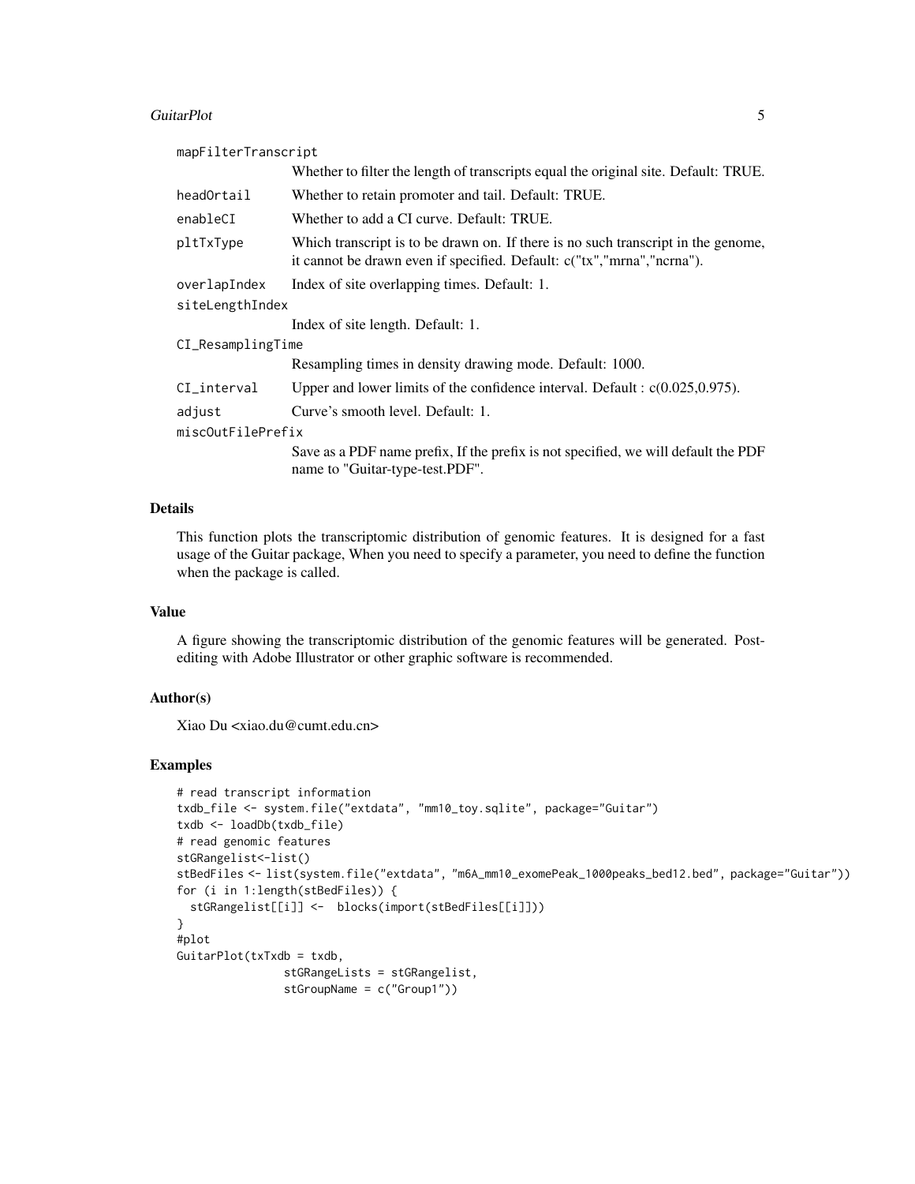`mapFilterTranscript`
: Whether to filter the length of transcripts equal the original site. Default: TRUE.

`headOrtail`
: Whether to retain promoter and tail. Default: TRUE.

`enableCI`
: Whether to add a CI curve. Default: TRUE.

`pltTxType`
: Which transcript is to be drawn on. If there is no such transcript in the genome, it cannot be drawn even if specified. Default: c("tx","mrna","ncrna").

`overlapIndex`
: Index of site overlapping times. Default: 1.

`siteLengthIndex`
: Index of site length. Default: 1.

`CI_ResamplingTime`
: Resampling times in density drawing mode. Default: 1000.

`CI_interval`
: Upper and lower limits of the confidence interval. Default : c(0.025,0.975).

`adjust`
: Curve's smooth level. Default: 1.

`miscOutFilePrefix`
: Save as a PDF name prefix, If the prefix is not specified, we will default the PDF name to "Guitar-type-test.PDF".

## Details

This function plots the transcriptomic distribution of genomic features. It is designed for a fast usage of the Guitar package, When you need to specify a parameter, you need to define the function when the package is called.

## Value

A figure showing the transcriptomic distribution of the genomic features will be generated. Post-editing with Adobe Illustrator or other graphic software is recommended.

## Author(s)

Xiao Du <xiao.du@cumt.edu.cn>

## Examples

```
# read transcript information
txdb_file <- system.file("extdata", "mm10_toy.sqlite", package="Guitar")
txdb <- loadDb(txdb_file)
# read genomic features
stGRangelist<-list()
stBedFiles <- list(system.file("extdata", "m6A_mm10_exomePeak_1000peaks_bed12.bed", package="Guitar"))
for (i in 1:length(stBedFiles)) {
  stGRangelist[[i]] <-  blocks(import(stBedFiles[[i]]))
}
#plot
GuitarPlot(txTxdb = txdb,
               stGRangeLists = stGRangelist,
               stGroupName = c("Group1"))
```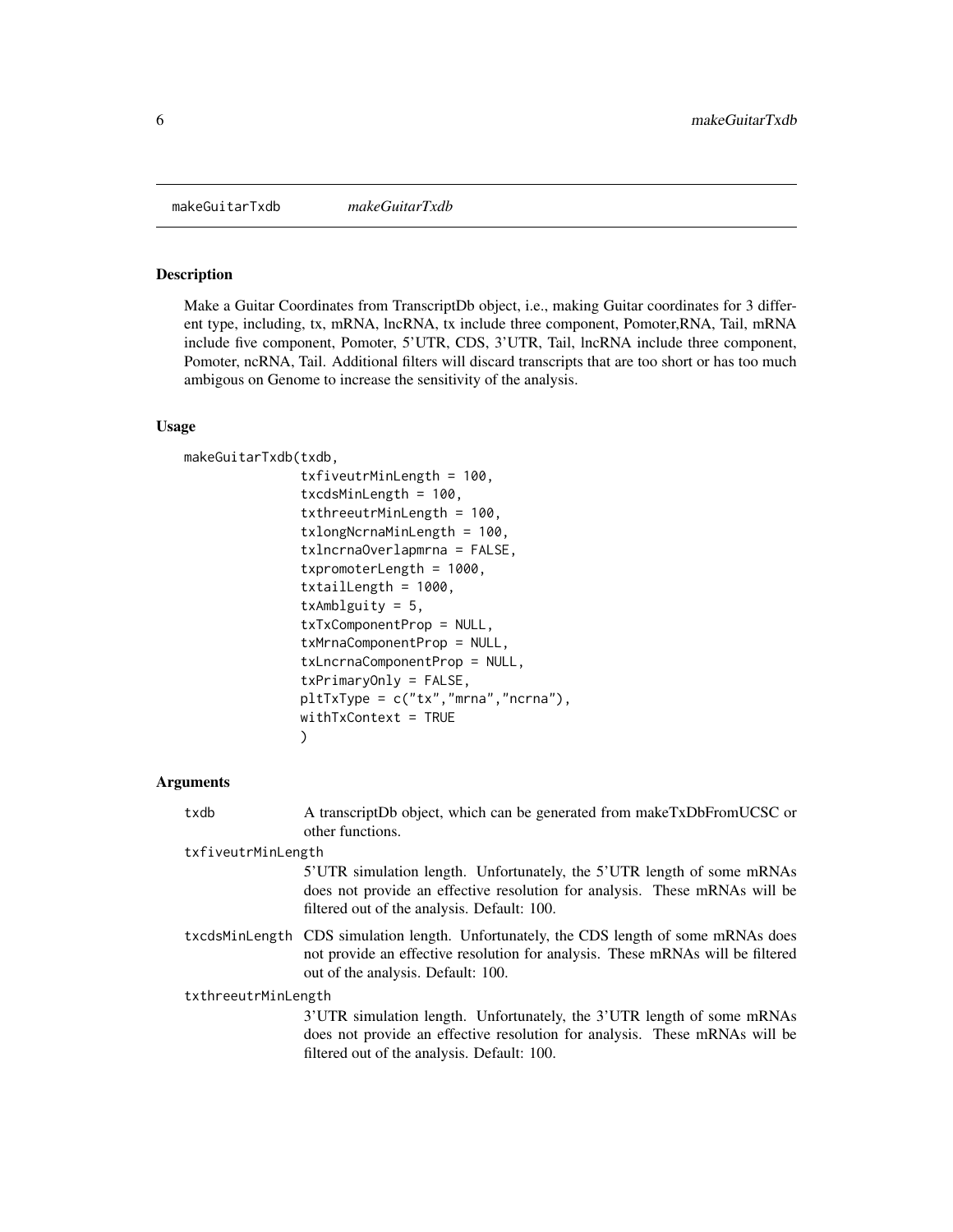## makeGuitarTxdb *makeGuitarTxdb*

### Description

Make a Guitar Coordinates from TranscriptDb object, i.e., making Guitar coordinates for 3 different type, including, tx, mRNA, lncRNA, tx include three component, Pomoter,RNA, Tail, mRNA include five component, Pomoter, 5'UTR, CDS, 3'UTR, Tail, lncRNA include three component, Pomoter, ncRNA, Tail. Additional filters will discard transcripts that are too short or has too much ambigous on Genome to increase the sensitivity of the analysis.

### Usage

```
makeGuitarTxdb(txdb,
               txfiveutrMinLength = 100,
               txcdsMinLength = 100,
               txthreeutrMinLength = 100,
               txlongNcrnaMinLength = 100,
               txlncrnaOverlapmrna = FALSE,
               txpromoterLength = 1000,
               txtailLength = 1000,
               txAmblguity = 5,
               txTxComponentProp = NULL,
               txMrnaComponentProp = NULL,
               txLncrnaComponentProp = NULL,
               txPrimaryOnly = FALSE,
               pltTxType = c("tx","mrna","ncrna"),
               withTxContext = TRUE
               )
```

### Arguments

| | |
|---|---|
| txdb | A transcriptDb object, which can be generated from makeTxDbFromUCSC or other functions. |
| txfiveutrMinLength | 5'UTR simulation length. Unfortunately, the 5'UTR length of some mRNAs does not provide an effective resolution for analysis. These mRNAs will be filtered out of the analysis. Default: 100. |
| txcdsMinLength | CDS simulation length. Unfortunately, the CDS length of some mRNAs does not provide an effective resolution for analysis. These mRNAs will be filtered out of the analysis. Default: 100. |
| txthreeutrMinLength | 3'UTR simulation length. Unfortunately, the 3'UTR length of some mRNAs does not provide an effective resolution for analysis. These mRNAs will be filtered out of the analysis. Default: 100. |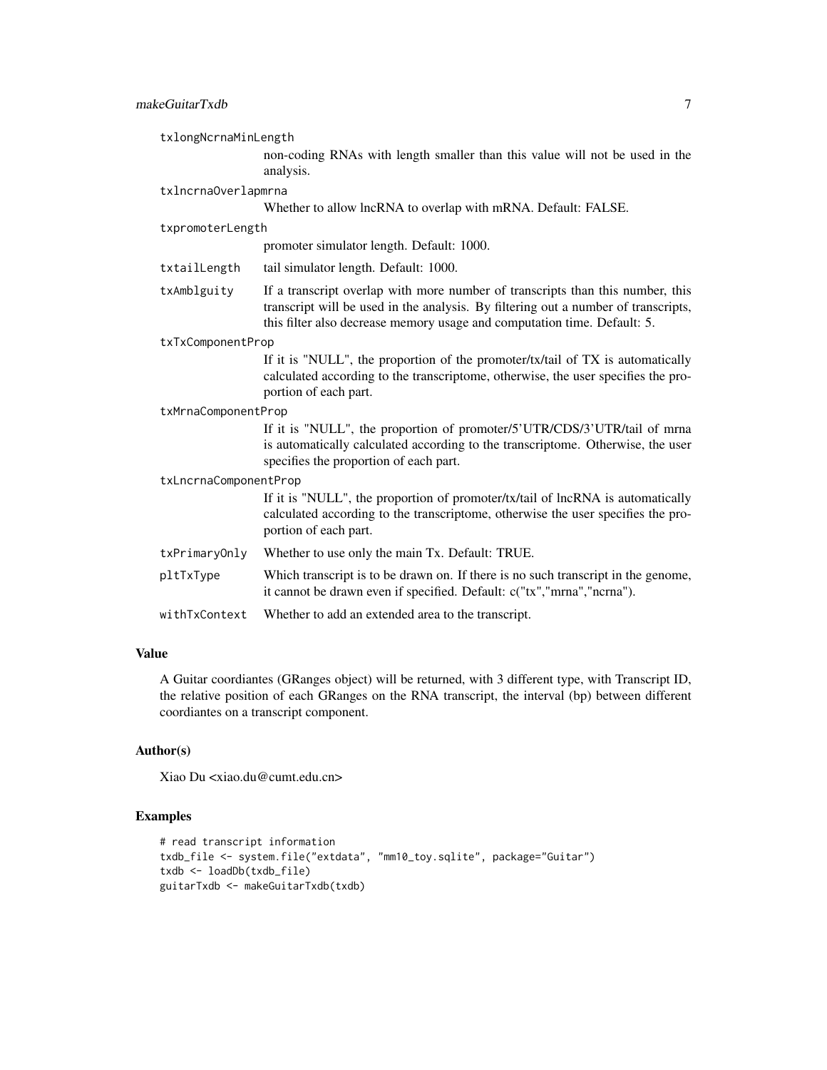txlongNcrnaMinLength
: non-coding RNAs with length smaller than this value will not be used in the analysis.

txlncrnaOverlapmrna
: Whether to allow lncRNA to overlap with mRNA. Default: FALSE.

txpromoterLength
: promoter simulator length. Default: 1000.

txtailLength
: tail simulator length. Default: 1000.

txAmblguity
: If a transcript overlap with more number of transcripts than this number, this transcript will be used in the analysis. By filtering out a number of transcripts, this filter also decrease memory usage and computation time. Default: 5.

txTxComponentProp
: If it is "NULL", the proportion of the promoter/tx/tail of TX is automatically calculated according to the transcriptome, otherwise, the user specifies the proportion of each part.

txMrnaComponentProp
: If it is "NULL", the proportion of promoter/5'UTR/CDS/3'UTR/tail of mrna is automatically calculated according to the transcriptome. Otherwise, the user specifies the proportion of each part.

txLncrnaComponentProp
: If it is "NULL", the proportion of promoter/tx/tail of lncRNA is automatically calculated according to the transcriptome, otherwise the user specifies the proportion of each part.

txPrimaryOnly
: Whether to use only the main Tx. Default: TRUE.

pltTxType
: Which transcript is to be drawn on. If there is no such transcript in the genome, it cannot be drawn even if specified. Default: c("tx","mrna","ncrna").

withTxContext
: Whether to add an extended area to the transcript.

## Value

A Guitar coordiantes (GRanges object) will be returned, with 3 different type, with Transcript ID, the relative position of each GRanges on the RNA transcript, the interval (bp) between different coordiantes on a transcript component.

## Author(s)

Xiao Du <xiao.du@cumt.edu.cn>

## Examples

```
# read transcript information
txdb_file <- system.file("extdata", "mm10_toy.sqlite", package="Guitar")
txdb <- loadDb(txdb_file)
guitarTxdb <- makeGuitarTxdb(txdb)
```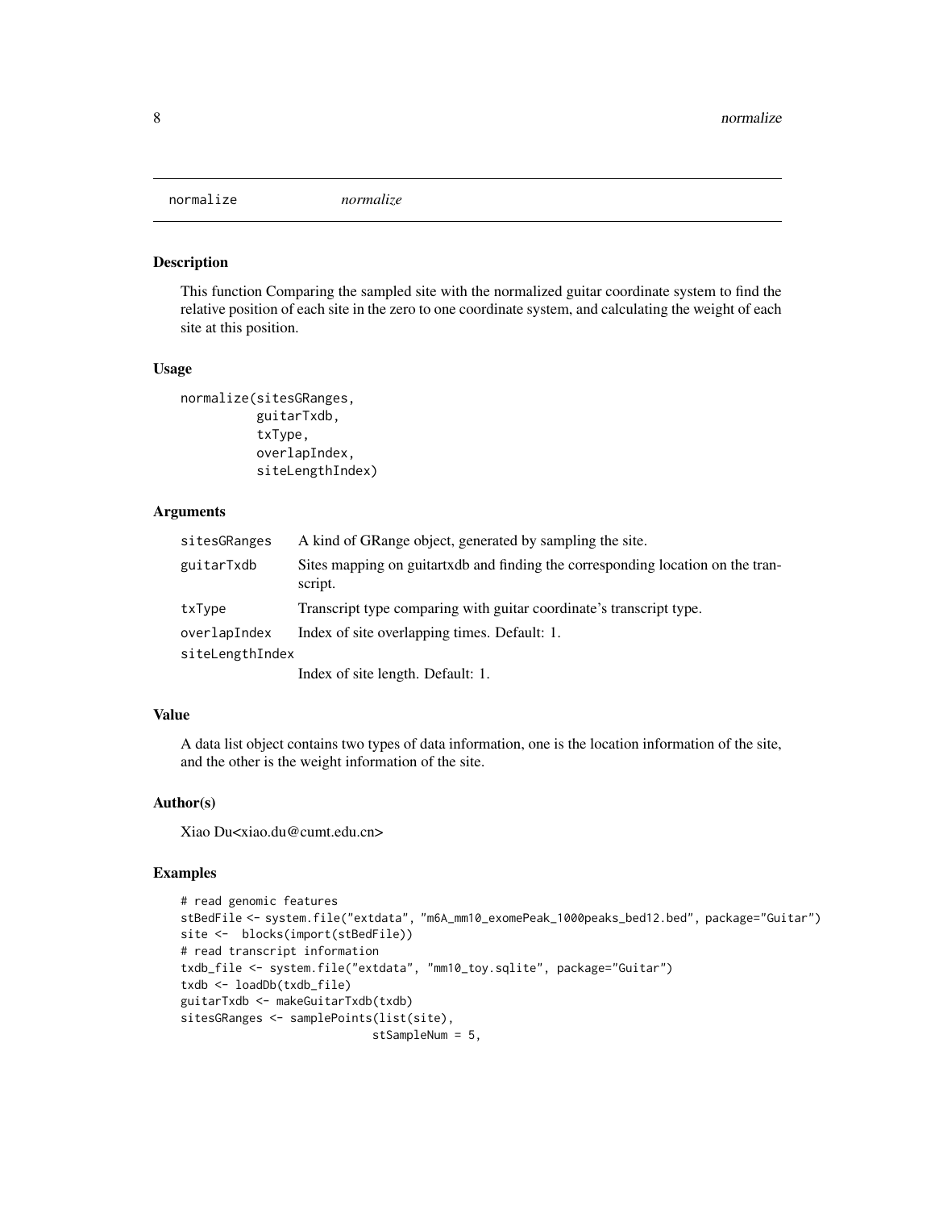# normalize *normalize*

## Description

This function Comparing the sampled site with the normalized guitar coordinate system to find the relative position of each site in the zero to one coordinate system, and calculating the weight of each site at this position.

## Usage

```
normalize(sitesGRanges,
          guitarTxdb,
          txType,
          overlapIndex,
          siteLengthIndex)
```

## Arguments

| | |
|---|---|
| sitesGRanges | A kind of GRange object, generated by sampling the site. |
| guitarTxdb | Sites mapping on guitartxdb and finding the corresponding location on the transcript. |
| txType | Transcript type comparing with guitar coordinate's transcript type. |
| overlapIndex | Index of site overlapping times. Default: 1. |
| siteLengthIndex | Index of site length. Default: 1. |

## Value

A data list object contains two types of data information, one is the location information of the site, and the other is the weight information of the site.

## Author(s)

Xiao Du<xiao.du@cumt.edu.cn>

## Examples

```
# read genomic features
stBedFile <- system.file("extdata", "m6A_mm10_exomePeak_1000peaks_bed12.bed", package="Guitar")
site <-  blocks(import(stBedFile))
# read transcript information
txdb_file <- system.file("extdata", "mm10_toy.sqlite", package="Guitar")
txdb <- loadDb(txdb_file)
guitarTxdb <- makeGuitarTxdb(txdb)
sitesGRanges <- samplePoints(list(site),
                            stSampleNum = 5,
```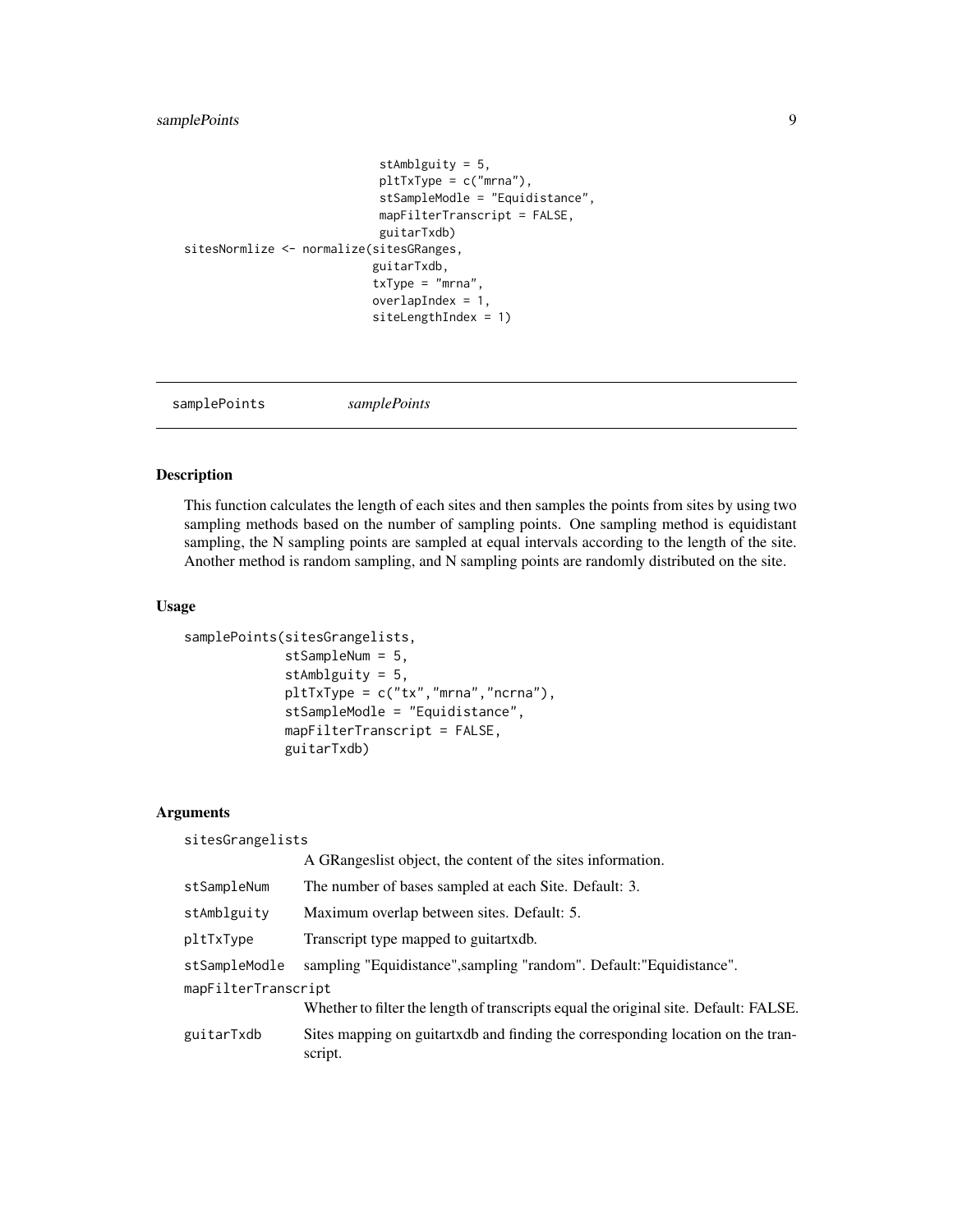```
                          stAmblguity = 5,
                          pltTxType = c("mrna"),
                          stSampleModle = "Equidistance",
                          mapFilterTranscript = FALSE,
                          guitarTxdb)
sitesNormlize <- normalize(sitesGRanges,
                          guitarTxdb,
                          txType = "mrna",
                          overlapIndex = 1,
                          siteLengthIndex = 1)
```

---

## samplePoints *samplePoints*

---

### Description

This function calculates the length of each sites and then samples the points from sites by using two sampling methods based on the number of sampling points. One sampling method is equidistant sampling, the N sampling points are sampled at equal intervals according to the length of the site. Another method is random sampling, and N sampling points are randomly distributed on the site.

### Usage

```
samplePoints(sitesGrangelists,
             stSampleNum = 5,
             stAmblguity = 5,
             pltTxType = c("tx","mrna","ncrna"),
             stSampleModle = "Equidistance",
             mapFilterTranscript = FALSE,
             guitarTxdb)
```

### Arguments

| | |
|---|---|
| `sitesGrangelists` | A GRangeslist object, the content of the sites information. |
| `stSampleNum` | The number of bases sampled at each Site. Default: 3. |
| `stAmblguity` | Maximum overlap between sites. Default: 5. |
| `pltTxType` | Transcript type mapped to guitartxdb. |
| `stSampleModle` | sampling "Equidistance",sampling "random". Default:"Equidistance". |
| `mapFilterTranscript` | Whether to filter the length of transcripts equal the original site. Default: FALSE. |
| `guitarTxdb` | Sites mapping on guitartxdb and finding the corresponding location on the transcript. |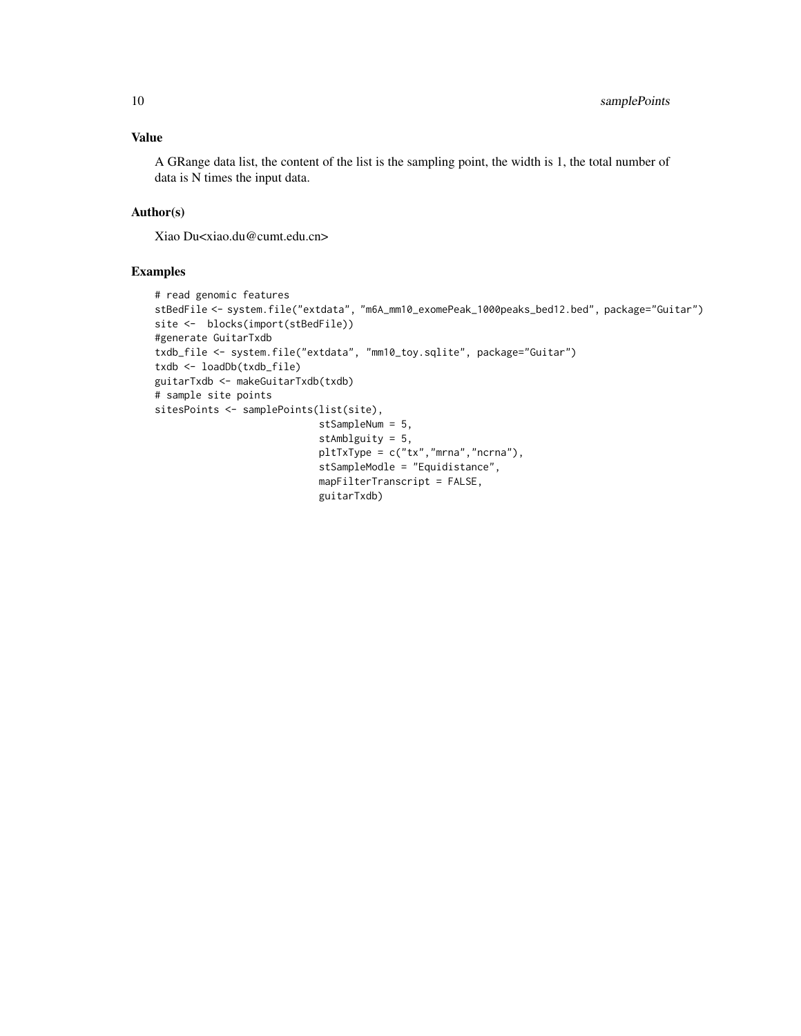## Value

A GRange data list, the content of the list is the sampling point, the width is 1, the total number of data is N times the input data.

## Author(s)

Xiao Du<xiao.du@cumt.edu.cn>

## Examples

```
# read genomic features
stBedFile <- system.file("extdata", "m6A_mm10_exomePeak_1000peaks_bed12.bed", package="Guitar")
site <-  blocks(import(stBedFile))
#generate GuitarTxdb
txdb_file <- system.file("extdata", "mm10_toy.sqlite", package="Guitar")
txdb <- loadDb(txdb_file)
guitarTxdb <- makeGuitarTxdb(txdb)
# sample site points
sitesPoints <- samplePoints(list(site),
                            stSampleNum = 5,
                            stAmblguity = 5,
                            pltTxType = c("tx","mrna","ncrna"),
                            stSampleModle = "Equidistance",
                            mapFilterTranscript = FALSE,
                            guitarTxdb)
```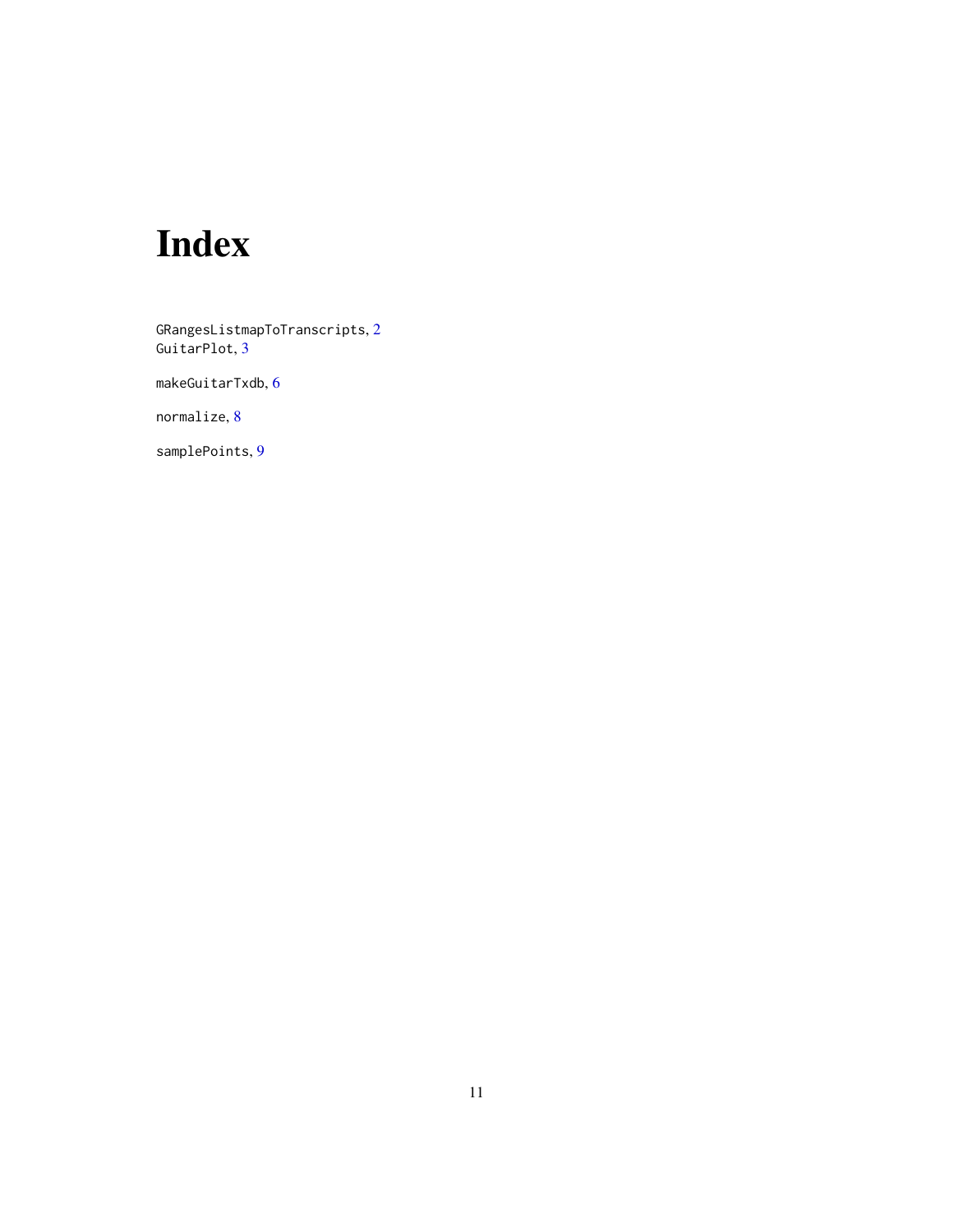# Index

GRangesListmapToTranscripts, 2
GuitarPlot, 3

makeGuitarTxdb, 6

normalize, 8

samplePoints, 9